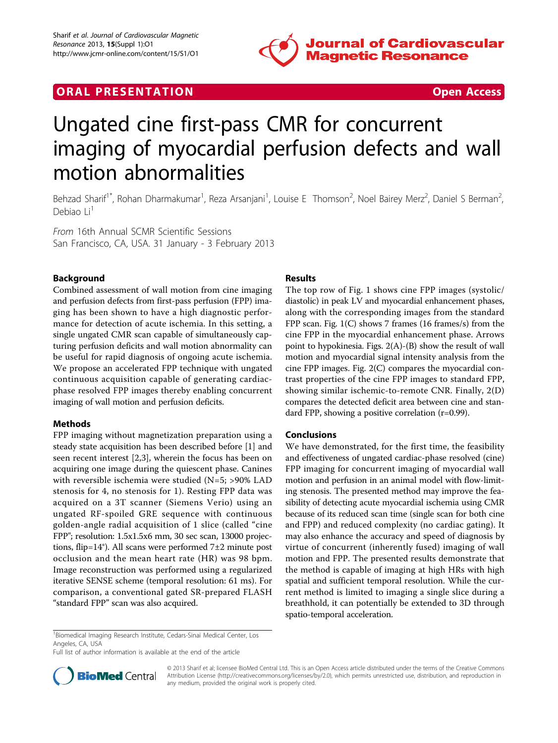ORAL PRESENTATION Open Access

# Ungated cine first-pass CMR for concurrent imaging of myocardial perfusion defects and wall motion abnormalities

Behzad Sharif[1*], Rohan Dharmakumar[1], Reza Arsanjani[1], Louise E Thomson[2], Noel Bairey Merz[2], Daniel S Berman[2], Debiao Li[1]

*From* 16th Annual SCMR Scientific Sessions
San Francisco, CA, USA. 31 January - 3 February 2013

## Background

Combined assessment of wall motion from cine imaging and perfusion defects from first-pass perfusion (FPP) imaging has been shown to have a high diagnostic performance for detection of acute ischemia. In this setting, a single ungated CMR scan capable of simultaneously capturing perfusion deficits and wall motion abnormality can be useful for rapid diagnosis of ongoing acute ischemia. We propose an accelerated FPP technique with ungated continuous acquisition capable of generating cardiac-phase resolved FPP images thereby enabling concurrent imaging of wall motion and perfusion deficits.

## Methods

FPP imaging without magnetization preparation using a steady state acquisition has been described before [1] and seen recent interest [2,3], wherein the focus has been on acquiring one image during the quiescent phase. Canines with reversible ischemia were studied (N=5; >90% LAD stenosis for 4, no stenosis for 1). Resting FPP data was acquired on a 3T scanner (Siemens Verio) using an ungated RF-spoiled GRE sequence with continuous golden-angle radial acquisition of 1 slice (called "cine FPP"; resolution: 1.5x1.5x6 mm, 30 sec scan, 13000 projections, flip=14°). All scans were performed 7±2 minute post occlusion and the mean heart rate (HR) was 98 bpm. Image reconstruction was performed using a regularized iterative SENSE scheme (temporal resolution: 61 ms). For comparison, a conventional gated SR-prepared FLASH "standard FPP" scan was also acquired.

## Results

The top row of Fig. 1 shows cine FPP images (systolic/diastolic) in peak LV and myocardial enhancement phases, along with the corresponding images from the standard FPP scan. Fig. 1(C) shows 7 frames (16 frames/s) from the cine FPP in the myocardial enhancement phase. Arrows point to hypokinesia. Figs. 2(A)-(B) show the result of wall motion and myocardial signal intensity analysis from the cine FPP images. Fig. 2(C) compares the myocardial contrast properties of the cine FPP images to standard FPP, showing similar ischemic-to-remote CNR. Finally, 2(D) compares the detected deficit area between cine and standard FPP, showing a positive correlation (r=0.99).

## Conclusions

We have demonstrated, for the first time, the feasibility and effectiveness of ungated cardiac-phase resolved (cine) FPP imaging for concurrent imaging of myocardial wall motion and perfusion in an animal model with flow-limiting stenosis. The presented method may improve the feasibility of detecting acute myocardial ischemia using CMR because of its reduced scan time (single scan for both cine and FPP) and reduced complexity (no cardiac gating). It may also enhance the accuracy and speed of diagnosis by virtue of concurrent (inherently fused) imaging of wall motion and FPP. The presented results demonstrate that the method is capable of imaging at high HRs with high spatial and sufficient temporal resolution. While the current method is limited to imaging a single slice during a breathhold, it can potentially be extended to 3D through spatio-temporal acceleration.

[1]Biomedical Imaging Research Institute, Cedars-Sinai Medical Center, Los Angeles, CA, USA
Full list of author information is available at the end of the article

© 2013 Sharif et al; licensee BioMed Central Ltd. This is an Open Access article distributed under the terms of the Creative Commons Attribution License (http://creativecommons.org/licenses/by/2.0), which permits unrestricted use, distribution, and reproduction in any medium, provided the original work is properly cited.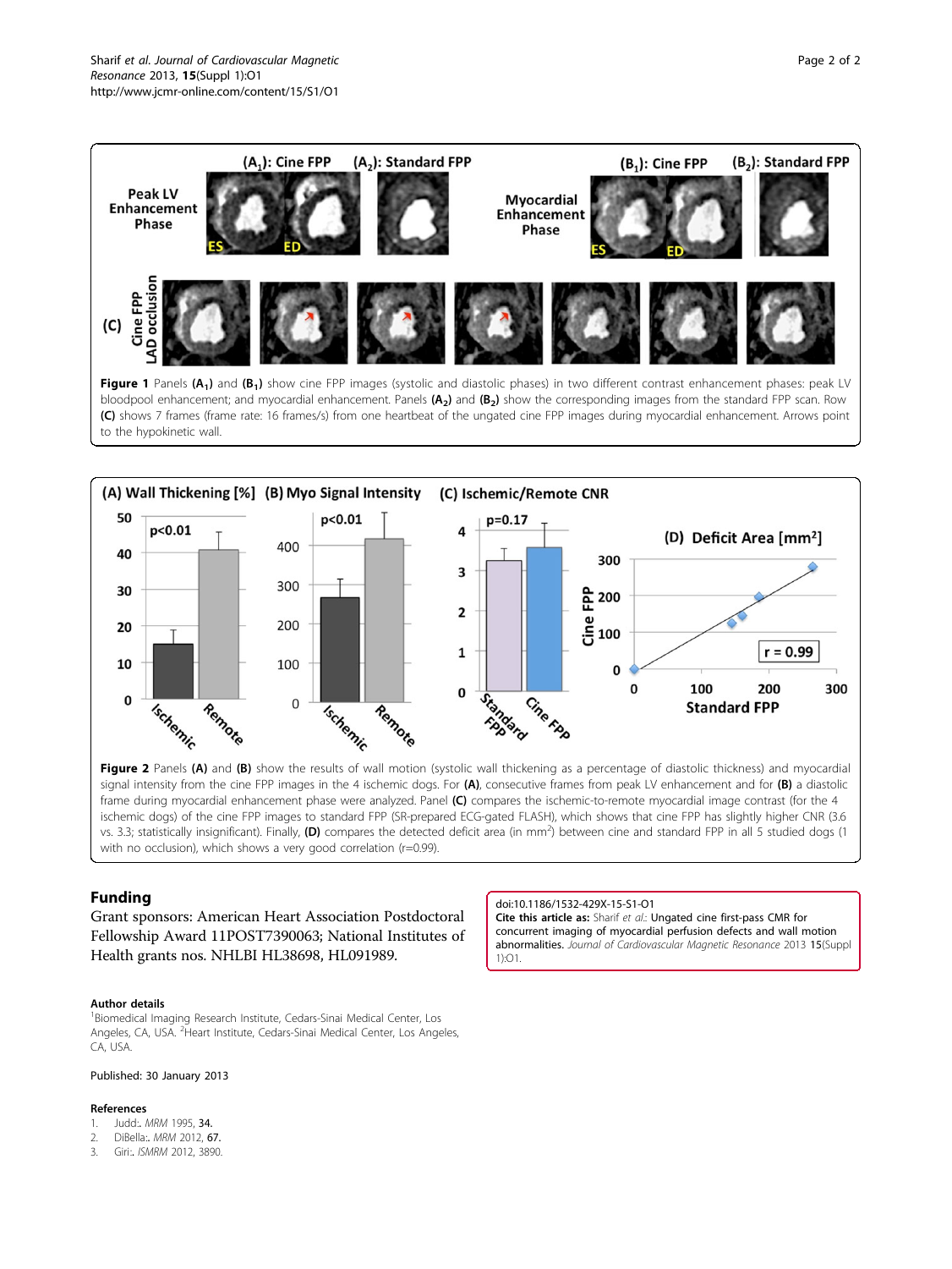(A[1]): Cine FPP (A[2]): Standard FPP (B[1]): Cine FPP (B[2]): Standard FPP

Peak LV Enhancement Phase

Myocardial Enhancement Phase

ES ED ES ED

(C) Cine FPP LAD occlusion

**Figure 1** Panels **($A_1$)** and **($B_1$)** show cine FPP images (systolic and diastolic phases) in two different contrast enhancement phases: peak LV bloodpool enhancement; and myocardial enhancement. Panels **($A_2$)** and **($B_2$)** show the corresponding images from the standard FPP scan. Row **(C)** shows 7 frames (frame rate: 16 frames/s) from one heartbeat of the ungated cine FPP images during myocardial enhancement. Arrows point to the hypokinetic wall.

(A) Wall Thickening [%]

p<0.01

50
40
30
20
10
0

Ischemic
Remote

(B) Myo Signal Intensity

p<0.01

400
300
200
100
0

Ischemic
Remote

(C) Ischemic/Remote CNR

p=0.17

4
3
2
1
0

Standard FPP
Cine FPP

(D) Deficit Area [mm²]

Cine FPP

300
200
100
0

0
100
200
300

Standard FPP

r = 0.99

**Figure 2** Panels **(A)** and **(B)** show the results of wall motion (systolic wall thickening as a percentage of diastolic thickness) and myocardial signal intensity from the cine FPP images in the 4 ischemic dogs. For **(A)**, consecutive frames from peak LV enhancement and for **(B)** a diastolic frame during myocardial enhancement phase were analyzed. Panel **(C)** compares the ischemic-to-remote myocardial image contrast (for the 4 ischemic dogs) of the cine FPP images to standard FPP (SR-prepared ECG-gated FLASH), which shows that cine FPP has slightly higher CNR (3.6 vs. 3.3; statistically insignificant). Finally, **(D)** compares the detected deficit area (in $mm^2$) between cine and standard FPP in all 5 studied dogs (1 with no occlusion), which shows a very good correlation (r=0.99).

## Funding

Grant sponsors: American Heart Association Postdoctoral Fellowship Award 11POST7390063; National Institutes of Health grants nos. NHLBI HL38698, HL091989.

### Author details

[1]Biomedical Imaging Research Institute, Cedars-Sinai Medical Center, Los Angeles, CA, USA. [2]Heart Institute, Cedars-Sinai Medical Center, Los Angeles, CA, USA.

Published: 30 January 2013

### References

1. Judd:. *MRM* 1995, **34.**
2. DiBella:. *MRM* 2012, **67.**
3. Giri:. *ISMRM* 2012, 3890.

doi:10.1186/1532-429X-15-S1-O1

**Cite this article as:** Sharif *et al.*: Ungated cine first-pass CMR for concurrent imaging of myocardial perfusion defects and wall motion abnormalities. *Journal of Cardiovascular Magnetic Resonance* 2013 **15**(Suppl 1):O1.